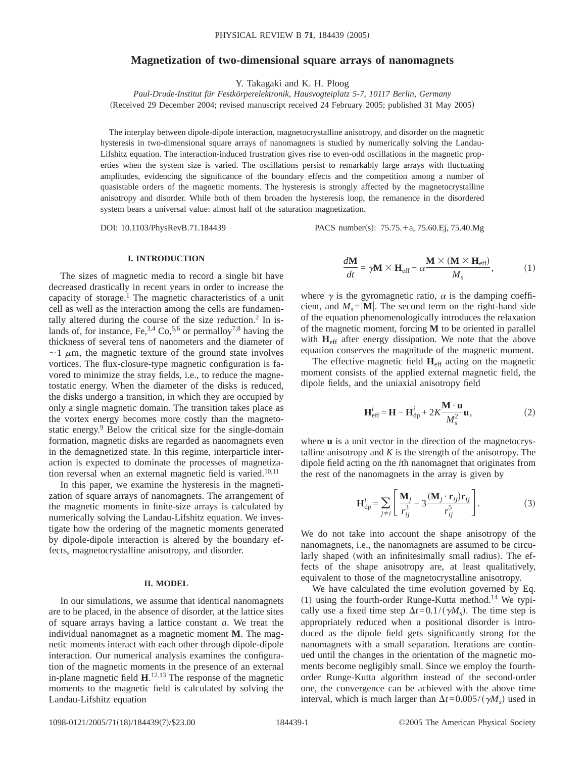# Magnetization of two-dimensional square arrays of nanomagnets

Y. Takagaki and K. H. Ploog

*Paul-Drude-Institut für Festkörperelektronik, Hausvogteiplatz 5-7, 10117 Berlin, Germany*

(Received 29 December 2004; revised manuscript received 24 February 2005; published 31 May 2005)

The interplay between dipole-dipole interaction, magnetocrystalline anisotropy, and disorder on the magnetic hysteresis in two-dimensional square arrays of nanomagnets is studied by numerically solving the Landau-Lifshitz equation. The interaction-induced frustration gives rise to even-odd oscillations in the magnetic properties when the system size is varied. The oscillations persist to remarkably large arrays with fluctuating amplitudes, evidencing the significance of the boundary effects and the competition among a number of quasistable orders of the magnetic moments. The hysteresis is strongly affected by the magnetocrystalline anisotropy and disorder. While both of them broaden the hysteresis loop, the remanence in the disordered system bears a universal value: almost half of the saturation magnetization.

DOI: 10.1103/PhysRevB.71.184439    PACS number(s): 75.75.+a, 75.60.Ej, 75.40.Mg

## I. INTRODUCTION

The sizes of magnetic media to record a single bit have decreased drastically in recent years in order to increase the capacity of storage.[1] The magnetic characteristics of a unit cell as well as the interaction among the cells are fundamentally altered during the course of the size reduction.[2] In islands of, for instance, Fe,[3,4] Co,[5,6] or permalloy[7,8] having the thickness of several tens of nanometers and the diameter of $\sim 1\ \mu$m, the magnetic texture of the ground state involves vortices. The flux-closure-type magnetic configuration is favored to minimize the stray fields, i.e., to reduce the magnetostatic energy. When the diameter of the disks is reduced, the disks undergo a transition, in which they are occupied by only a single magnetic domain. The transition takes place as the vortex energy becomes more costly than the magnetostatic energy.[9] Below the critical size for the single-domain formation, magnetic disks are regarded as nanomagnets even in the demagnetized state. In this regime, interparticle interaction is expected to dominate the processes of magnetization reversal when an external magnetic field is varied.[10,11]

In this paper, we examine the hysteresis in the magnetization of square arrays of nanomagnets. The arrangement of the magnetic moments in finite-size arrays is calculated by numerically solving the Landau-Lifshitz equation. We investigate how the ordering of the magnetic moments generated by dipole-dipole interaction is altered by the boundary effects, magnetocrystalline anisotropy, and disorder.

## II. MODEL

In our simulations, we assume that identical nanomagnets are to be placed, in the absence of disorder, at the lattice sites of square arrays having a lattice constant $a$. We treat the individual nanomagnet as a magnetic moment $\mathbf{M}$. The magnetic moments interact with each other through dipole-dipole interaction. Our numerical analysis examines the configuration of the magnetic moments in the presence of an external in-plane magnetic field $\mathbf{H}$.[12,13] The response of the magnetic moments to the magnetic field is calculated by solving the Landau-Lifshitz equation

$$\frac{d\mathbf{M}}{dt} = \gamma \mathbf{M} \times \mathbf{H}_{\text{eff}} - \alpha \frac{\mathbf{M} \times (\mathbf{M} \times \mathbf{H}_{\text{eff}})}{M_s}, \tag{1}$$

where $\gamma$ is the gyromagnetic ratio, $\alpha$ is the damping coefficient, and $M_s = |\mathbf{M}|$. The second term on the right-hand side of the equation phenomenologically introduces the relaxation of the magnetic moment, forcing $\mathbf{M}$ to be oriented in parallel with $\mathbf{H}_{\text{eff}}$ after energy dissipation. We note that the above equation conserves the magnitude of the magnetic moment.

The effective magnetic field $\mathbf{H}_{\text{eff}}$ acting on the magnetic moment consists of the applied external magnetic field, the dipole fields, and the uniaxial anisotropy field

$$\mathbf{H}_{\text{eff}}^{i} = \mathbf{H} - \mathbf{H}_{\text{dp}}^{i} + 2K \frac{\mathbf{M} \cdot \mathbf{u}}{M_s^2} \mathbf{u}, \tag{2}$$

where $\mathbf{u}$ is a unit vector in the direction of the magnetocrystalline anisotropy and $K$ is the strength of the anisotropy. The dipole field acting on the $i$th nanomagnet that originates from the rest of the nanomagnets in the array is given by

$$\mathbf{H}_{\text{dp}}^{i} = \sum_{j \neq i} \left[ \frac{\mathbf{M}_j}{r_{ij}^3} - 3 \frac{(\mathbf{M}_j \cdot \mathbf{r}_{ij}) \mathbf{r}_{ij}}{r_{ij}^5} \right]. \tag{3}$$

We do not take into account the shape anisotropy of the nanomagnets, i.e., the nanomagnets are assumed to be circularly shaped (with an infinitesimally small radius). The effects of the shape anisotropy are, at least qualitatively, equivalent to those of the magnetocrystalline anisotropy.

We have calculated the time evolution governed by Eq. (1) using the fourth-order Runge-Kutta method.[14] We typically use a fixed time step $\Delta t = 0.1/(\gamma M_s)$. The time step is appropriately reduced when a positional disorder is introduced as the dipole field gets significantly strong for the nanomagnets with a small separation. Iterations are continued until the changes in the orientation of the magnetic moments become negligibly small. Since we employ the fourth-order Runge-Kutta algorithm instead of the second-order one, the convergence can be achieved with the above time interval, which is much larger than $\Delta t = 0.005/(\gamma M_s)$ used in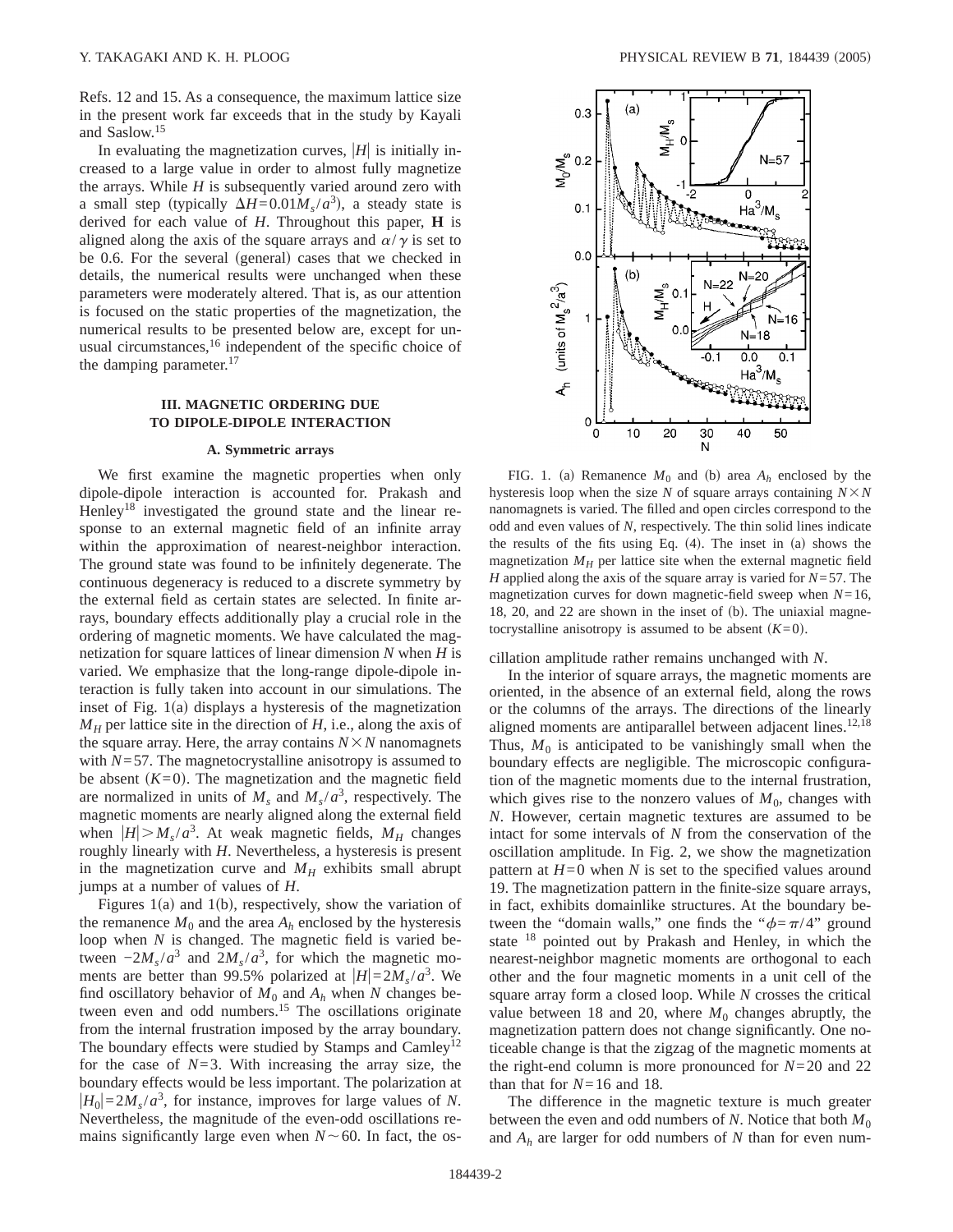Refs. 12 and 15. As a consequence, the maximum lattice size in the present work far exceeds that in the study by Kayali and Saslow.[15]

In evaluating the magnetization curves, $|H|$ is initially increased to a large value in order to almost fully magnetize the arrays. While $H$ is subsequently varied around zero with a small step (typically $\Delta H = 0.01 M_s/a^3$), a steady state is derived for each value of $H$. Throughout this paper, $\mathbf{H}$ is aligned along the axis of the square arrays and $\alpha/\gamma$ is set to be 0.6. For the several (general) cases that we checked in details, the numerical results were unchanged when these parameters were moderately altered. That is, as our attention is focused on the static properties of the magnetization, the numerical results to be presented below are, except for unusual circumstances,[16] independent of the specific choice of the damping parameter.[17]

## III. MAGNETIC ORDERING DUE TO DIPOLE-DIPOLE INTERACTION

### A. Symmetric arrays

We first examine the magnetic properties when only dipole-dipole interaction is accounted for. Prakash and Henley[18] investigated the ground state and the linear response to an external magnetic field of an infinite array within the approximation of nearest-neighbor interaction. The ground state was found to be infinitely degenerate. The continuous degeneracy is reduced to a discrete symmetry by the external field as certain states are selected. In finite arrays, boundary effects additionally play a crucial role in the ordering of magnetic moments. We have calculated the magnetization for square lattices of linear dimension $N$ when $H$ is varied. We emphasize that the long-range dipole-dipole interaction is fully taken into account in our simulations. The inset of Fig. 1(a) displays a hysteresis of the magnetization $M_H$ per lattice site in the direction of $H$, i.e., along the axis of the square array. Here, the array contains $N \times N$ nanomagnets with $N = 57$. The magnetocrystalline anisotropy is assumed to be absent $(K = 0)$. The magnetization and the magnetic field are normalized in units of $M_s$ and $M_s/a^3$, respectively. The magnetic moments are nearly aligned along the external field when $|H| > M_s/a^3$. At weak magnetic fields, $M_H$ changes roughly linearly with $H$. Nevertheless, a hysteresis is present in the magnetization curve and $M_H$ exhibits small abrupt jumps at a number of values of $H$.

Figures 1(a) and 1(b), respectively, show the variation of the remanence $M_0$ and the area $A_h$ enclosed by the hysteresis loop when $N$ is changed. The magnetic field is varied between $-2M_s/a^3$ and $2M_s/a^3$, for which the magnetic moments are better than 99.5% polarized at $|H| = 2M_s/a^3$. We find oscillatory behavior of $M_0$ and $A_h$ when $N$ changes between even and odd numbers.[15] The oscillations originate from the internal frustration imposed by the array boundary. The boundary effects were studied by Stamps and Camley[12] for the case of $N = 3$. With increasing the array size, the boundary effects would be less important. The polarization at $|H_0| = 2M_s/a^3$, for instance, improves for large values of $N$. Nevertheless, the magnitude of the even-odd oscillations remains significantly large even when $N \sim 60$. In fact, the oscillation amplitude rather remains unchanged with $N$.

FIG. 1. (a) Remanence $M_0$ and (b) area $A_h$ enclosed by the hysteresis loop when the size $N$ of square arrays containing $N \times N$ nanomagnets is varied. The filled and open circles correspond to the odd and even values of $N$, respectively. The thin solid lines indicate the results of the fits using Eq. (4). The inset in (a) shows the magnetization $M_H$ per lattice site when the external magnetic field $H$ applied along the axis of the square array is varied for $N = 57$. The magnetization curves for down magnetic-field sweep when $N = 16$, 18, 20, and 22 are shown in the inset of (b). The uniaxial magnetocrystalline anisotropy is assumed to be absent $(K = 0)$.

In the interior of square arrays, the magnetic moments are oriented, in the absence of an external field, along the rows or the columns of the arrays. The directions of the linearly aligned moments are antiparallel between adjacent lines.[12,18] Thus, $M_0$ is anticipated to be vanishingly small when the boundary effects are negligible. The microscopic configuration of the magnetic moments due to the internal frustration, which gives rise to the nonzero values of $M_0$, changes with $N$. However, certain magnetic textures are assumed to be intact for some intervals of $N$ from the conservation of the oscillation amplitude. In Fig. 2, we show the magnetization pattern at $H = 0$ when $N$ is set to the specified values around 19. The magnetization pattern in the finite-size square arrays, in fact, exhibits domainlike structures. At the boundary between the "domain walls," one finds the "$\phi = \pi/4$" ground state [18] pointed out by Prakash and Henley, in which the nearest-neighbor magnetic moments are orthogonal to each other and the four magnetic moments in a unit cell of the square array form a closed loop. While $N$ crosses the critical value between 18 and 20, where $M_0$ changes abruptly, the magnetization pattern does not change significantly. One noticeable change is that the zigzag of the magnetic moments at the right-end column is more pronounced for $N = 20$ and 22 than that for $N = 16$ and 18.

The difference in the magnetic texture is much greater between the even and odd numbers of $N$. Notice that both $M_0$ and $A_h$ are larger for odd numbers of $N$ than for even num-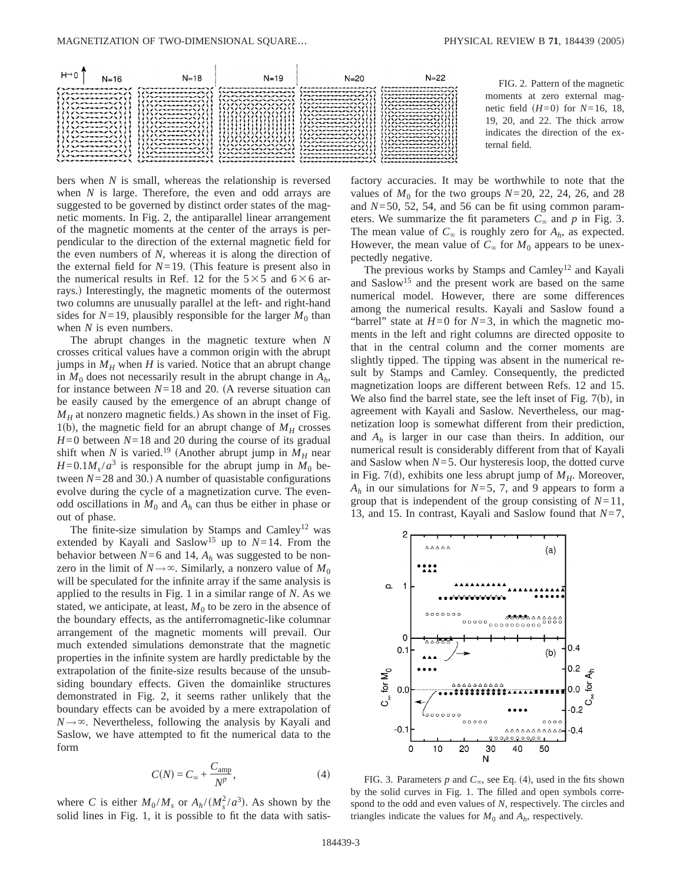FIG. 2. Pattern of the magnetic moments at zero external magnetic field $(H=0)$ for $N=16$, 18, 19, 20, and 22. The thick arrow indicates the direction of the external field.

bers when $N$ is small, whereas the relationship is reversed when $N$ is large. Therefore, the even and odd arrays are suggested to be governed by distinct order states of the magnetic moments. In Fig. 2, the antiparallel linear arrangement of the magnetic moments at the center of the arrays is perpendicular to the direction of the external magnetic field for the even numbers of $N$, whereas it is along the direction of the external field for $N=19$. (This feature is present also in the numerical results in Ref. 12 for the $5\times5$ and $6\times6$ arrays.) Interestingly, the magnetic moments of the outermost two columns are unusually parallel at the left- and right-hand sides for $N=19$, plausibly responsible for the larger $M_0$ than when $N$ is even numbers.

The abrupt changes in the magnetic texture when $N$ crosses critical values have a common origin with the abrupt jumps in $M_H$ when $H$ is varied. Notice that an abrupt change in $M_0$ does not necessarily result in the abrupt change in $A_h$, for instance between $N=18$ and 20. (A reverse situation can be easily caused by the emergence of an abrupt change of $M_H$ at nonzero magnetic fields.) As shown in the inset of Fig. 1(b), the magnetic field for an abrupt change of $M_H$ crosses $H=0$ between $N=18$ and 20 during the course of its gradual shift when $N$ is varied.[19] (Another abrupt jump in $M_H$ near $H=0.1M_s/a^3$ is responsible for the abrupt jump in $M_0$ between $N=28$ and 30.) A number of quasistable configurations evolve during the cycle of a magnetization curve. The even-odd oscillations in $M_0$ and $A_h$ can thus be either in phase or out of phase.

The finite-size simulation by Stamps and Camley[12] was extended by Kayali and Saslow[15] up to $N=14$. From the behavior between $N=6$ and 14, $A_h$ was suggested to be nonzero in the limit of $N\to\infty$. Similarly, a nonzero value of $M_0$ will be speculated for the infinite array if the same analysis is applied to the results in Fig. 1 in a similar range of $N$. As we stated, we anticipate, at least, $M_0$ to be zero in the absence of the boundary effects, as the antiferromagnetic-like columnar arrangement of the magnetic moments will prevail. Our much extended simulations demonstrate that the magnetic properties in the infinite system are hardly predictable by the extrapolation of the finite-size results because of the unsubsiding boundary effects. Given the domainlike structures demonstrated in Fig. 2, it seems rather unlikely that the boundary effects can be avoided by a mere extrapolation of $N\to\infty$. Nevertheless, following the analysis by Kayali and Saslow, we have attempted to fit the numerical data to the form

$$C(N) = C_\infty + \frac{C_{\mathrm{amp}}}{N^p}, \tag{4}$$

where $C$ is either $M_0/M_s$ or $A_h/(M_s^2/a^3)$. As shown by the solid lines in Fig. 1, it is possible to fit the data with satisfactory accuracies. It may be worthwhile to note that the values of $M_0$ for the two groups $N=20$, 22, 24, 26, and 28 and $N=50$, 52, 54, and 56 can be fit using common parameters. We summarize the fit parameters $C_\infty$ and $p$ in Fig. 3. The mean value of $C_\infty$ is roughly zero for $A_h$, as expected. However, the mean value of $C_\infty$ for $M_0$ appears to be unexpectedly negative.

The previous works by Stamps and Camley[12] and Kayali and Saslow[15] and the present work are based on the same numerical model. However, there are some differences among the numerical results. Kayali and Saslow found a "barrel" state at $H=0$ for $N=3$, in which the magnetic moments in the left and right columns are directed opposite to that in the central column and the corner moments are slightly tipped. The tipping was absent in the numerical result by Stamps and Camley. Consequently, the predicted magnetization loops are different between Refs. 12 and 15. We also find the barrel state, see the left inset of Fig. 7(b), in agreement with Kayali and Saslow. Nevertheless, our magnetization loop is somewhat different from their prediction, and $A_h$ is larger in our case than theirs. In addition, our numerical result is considerably different from that of Kayali and Saslow when $N=5$. Our hysteresis loop, the dotted curve in Fig. 7(d), exhibits one less abrupt jump of $M_H$. Moreover, $A_h$ in our simulations for $N=5$, 7, and 9 appears to form a group that is independent of the group consisting of $N=11$, 13, and 15. In contrast, Kayali and Saslow found that $N=7$,

FIG. 3. Parameters $p$ and $C_\infty$, see Eq. (4), used in the fits shown by the solid curves in Fig. 1. The filled and open symbols correspond to the odd and even values of $N$, respectively. The circles and triangles indicate the values for $M_0$ and $A_h$, respectively.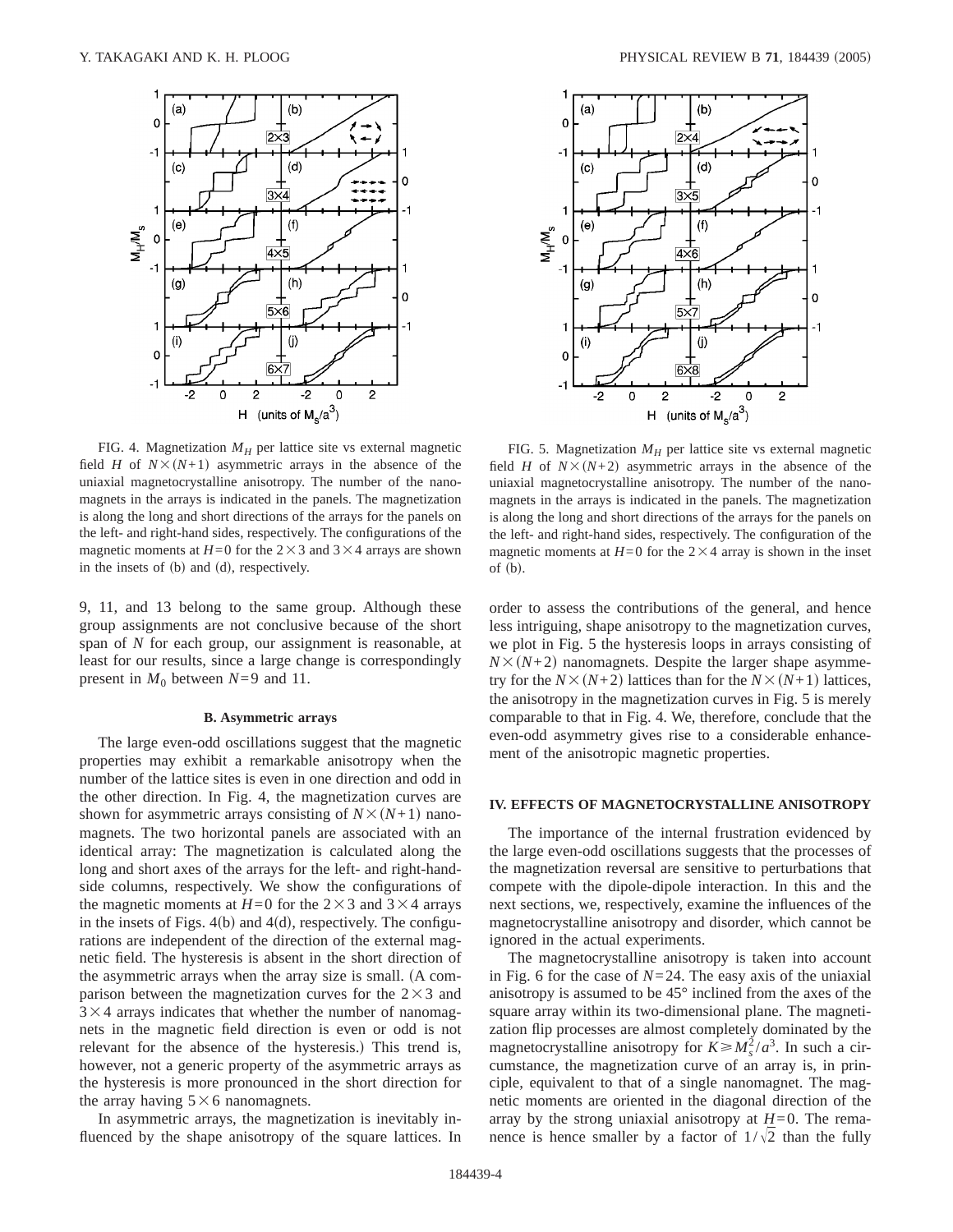FIG. 4. Magnetization $M_H$ per lattice site vs external magnetic field $H$ of $N\times(N+1)$ asymmetric arrays in the absence of the uniaxial magnetocrystalline anisotropy. The number of the nanomagnets in the arrays is indicated in the panels. The magnetization is along the long and short directions of the arrays for the panels on the left- and right-hand sides, respectively. The configurations of the magnetic moments at $H=0$ for the $2\times3$ and $3\times4$ arrays are shown in the insets of (b) and (d), respectively.

9, 11, and 13 belong to the same group. Although these group assignments are not conclusive because of the short span of $N$ for each group, our assignment is reasonable, at least for our results, since a large change is correspondingly present in $M_0$ between $N=9$ and 11.

### B. Asymmetric arrays

The large even-odd oscillations suggest that the magnetic properties may exhibit a remarkable anisotropy when the number of the lattice sites is even in one direction and odd in the other direction. In Fig. 4, the magnetization curves are shown for asymmetric arrays consisting of $N\times(N+1)$ nanomagnets. The two horizontal panels are associated with an identical array: The magnetization is calculated along the long and short axes of the arrays for the left- and right-hand-side columns, respectively. We show the configurations of the magnetic moments at $H=0$ for the $2\times3$ and $3\times4$ arrays in the insets of Figs. 4(b) and 4(d), respectively. The configurations are independent of the direction of the external magnetic field. The hysteresis is absent in the short direction of the asymmetric arrays when the array size is small. (A comparison between the magnetization curves for the $2\times3$ and $3\times4$ arrays indicates that whether the number of nanomagnets in the magnetic field direction is even or odd is not relevant for the absence of the hysteresis.) This trend is, however, not a generic property of the asymmetric arrays as the hysteresis is more pronounced in the short direction for the array having $5\times6$ nanomagnets.

In asymmetric arrays, the magnetization is inevitably influenced by the shape anisotropy of the square lattices. In order to assess the contributions of the general, and hence less intriguing, shape anisotropy to the magnetization curves, we plot in Fig. 5 the hysteresis loops in arrays consisting of $N\times(N+2)$ nanomagnets. Despite the larger shape asymmetry for the $N\times(N+2)$ lattices than for the $N\times(N+1)$ lattices, the anisotropy in the magnetization curves in Fig. 5 is merely comparable to that in Fig. 4. We, therefore, conclude that the even-odd asymmetry gives rise to a considerable enhancement of the anisotropic magnetic properties.

FIG. 5. Magnetization $M_H$ per lattice site vs external magnetic field $H$ of $N\times(N+2)$ asymmetric arrays in the absence of the uniaxial magnetocrystalline anisotropy. The number of the nanomagnets in the arrays is indicated in the panels. The magnetization is along the long and short directions of the arrays for the panels on the left- and right-hand sides, respectively. The configuration of the magnetic moments at $H=0$ for the $2\times4$ array is shown in the inset of (b).

## IV. EFFECTS OF MAGNETOCRYSTALLINE ANISOTROPY

The importance of the internal frustration evidenced by the large even-odd oscillations suggests that the processes of the magnetization reversal are sensitive to perturbations that compete with the dipole-dipole interaction. In this and the next sections, we, respectively, examine the influences of the magnetocrystalline anisotropy and disorder, which cannot be ignored in the actual experiments.

The magnetocrystalline anisotropy is taken into account in Fig. 6 for the case of $N=24$. The easy axis of the uniaxial anisotropy is assumed to be 45° inclined from the axes of the square array within its two-dimensional plane. The magnetization flip processes are almost completely dominated by the magnetocrystalline anisotropy for $K\geqslant M_s^2/a^3$. In such a circumstance, the magnetization curve of an array is, in principle, equivalent to that of a single nanomagnet. The magnetic moments are oriented in the diagonal direction of the array by the strong uniaxial anisotropy at $H=0$. The remanence is hence smaller by a factor of $1/\sqrt{2}$ than the fully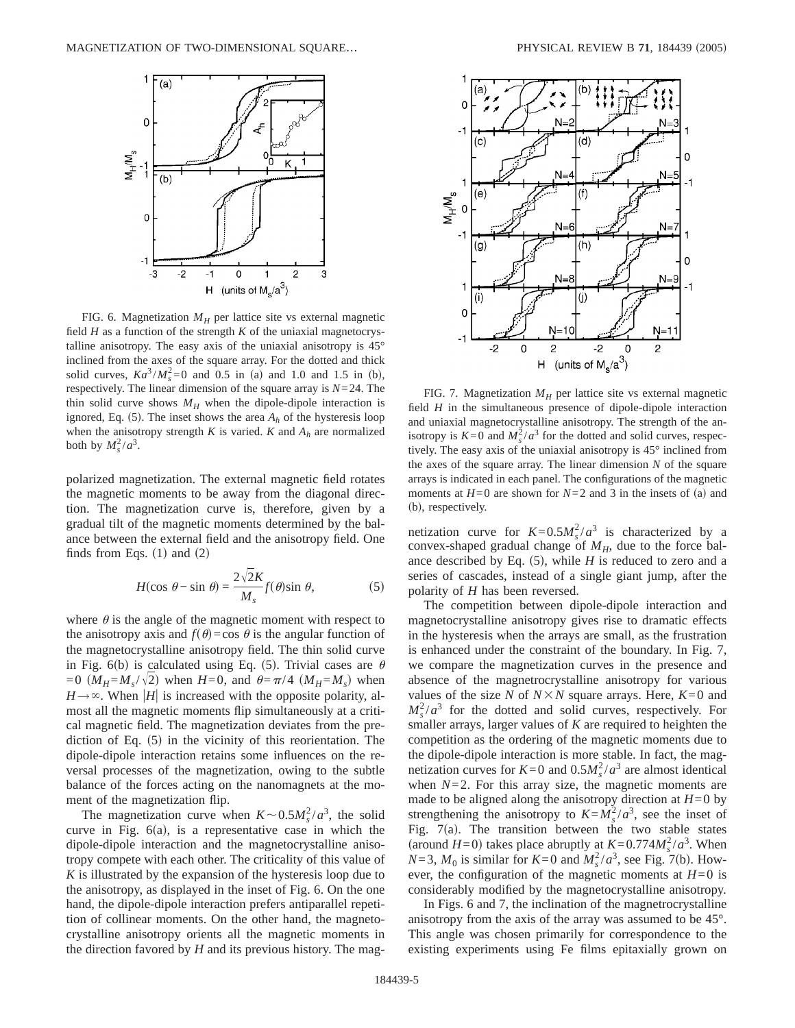FIG. 6. Magnetization $M_H$ per lattice site vs external magnetic field $H$ as a function of the strength $K$ of the uniaxial magnetocrystalline anisotropy. The easy axis of the uniaxial anisotropy is 45° inclined from the axes of the square array. For the dotted and thick solid curves, $Ka^3/M_s^2=0$ and 0.5 in (a) and 1.0 and 1.5 in (b), respectively. The linear dimension of the square array is $N=24$. The thin solid curve shows $M_H$ when the dipole-dipole interaction is ignored, Eq. (5). The inset shows the area $A_h$ of the hysteresis loop when the anisotropy strength $K$ is varied. $K$ and $A_h$ are normalized both by $M_s^2/a^3$.

polarized magnetization. The external magnetic field rotates the magnetic moments to be away from the diagonal direction. The magnetization curve is, therefore, given by a gradual tilt of the magnetic moments determined by the balance between the external field and the anisotropy field. One finds from Eqs. (1) and (2)

$$H(\cos\theta - \sin\theta) = \frac{2\sqrt{2}K}{M_s} f(\theta)\sin\theta, \tag{5}$$

where $\theta$ is the angle of the magnetic moment with respect to the anisotropy axis and $f(\theta)=\cos\theta$ is the angular function of the magnetocrystalline anisotropy field. The thin solid curve in Fig. 6(b) is calculated using Eq. (5). Trivial cases are $\theta=0$ ($M_H=M_s/\sqrt{2}$) when $H=0$, and $\theta=\pi/4$ ($M_H=M_s$) when $H\rightarrow\infty$. When $|H|$ is increased with the opposite polarity, almost all the magnetic moments flip simultaneously at a critical magnetic field. The magnetization deviates from the prediction of Eq. (5) in the vicinity of this reorientation. The dipole-dipole interaction retains some influences on the reversal processes of the magnetization, owing to the subtle balance of the forces acting on the nanomagnets at the moment of the magnetization flip.

The magnetization curve when $K\sim 0.5M_s^2/a^3$, the solid curve in Fig. 6(a), is a representative case in which the dipole-dipole interaction and the magnetocrystalline anisotropy compete with each other. The criticality of this value of $K$ is illustrated by the expansion of the hysteresis loop due to the anisotropy, as displayed in the inset of Fig. 6. On the one hand, the dipole-dipole interaction prefers antiparallel repetition of collinear moments. On the other hand, the magnetocrystalline anisotropy orients all the magnetic moments in the direction favored by $H$ and its previous history. The magnetization curve for $K=0.5M_s^2/a^3$ is characterized by a convex-shaped gradual change of $M_H$, due to the force balance described by Eq. (5), while $H$ is reduced to zero and a series of cascades, instead of a single giant jump, after the polarity of $H$ has been reversed.

FIG. 7. Magnetization $M_H$ per lattice site vs external magnetic field $H$ in the simultaneous presence of dipole-dipole interaction and uniaxial magnetocrystalline anisotropy. The strength of the anisotropy is $K=0$ and $M_s^2/a^3$ for the dotted and solid curves, respectively. The easy axis of the uniaxial anisotropy is 45° inclined from the axes of the square array. The linear dimension $N$ of the square arrays is indicated in each panel. The configurations of the magnetic moments at $H=0$ are shown for $N=2$ and 3 in the insets of (a) and (b), respectively.

The competition between dipole-dipole interaction and magnetocrystalline anisotropy gives rise to dramatic effects in the hysteresis when the arrays are small, as the frustration is enhanced under the constraint of the boundary. In Fig. 7, we compare the magnetization curves in the presence and absence of the magnetrocrystalline anisotropy for various values of the size $N$ of $N\times N$ square arrays. Here, $K=0$ and $M_s^2/a^3$ for the dotted and solid curves, respectively. For smaller arrays, larger values of $K$ are required to heighten the competition as the ordering of the magnetic moments due to the dipole-dipole interaction is more stable. In fact, the magnetization curves for $K=0$ and $0.5M_s^2/a^3$ are almost identical when $N=2$. For this array size, the magnetic moments are made to be aligned along the anisotropy direction at $H=0$ by strengthening the anisotropy to $K=M_s^2/a^3$, see the inset of Fig. 7(a). The transition between the two stable states (around $H=0$) takes place abruptly at $K=0.774M_s^2/a^3$. When $N=3$, $M_0$ is similar for $K=0$ and $M_s^2/a^3$, see Fig. 7(b). However, the configuration of the magnetic moments at $H=0$ is considerably modified by the magnetocrystalline anisotropy.

In Figs. 6 and 7, the inclination of the magnetocrystalline anisotropy from the axis of the array was assumed to be 45°. This angle was chosen primarily for correspondence to the existing experiments using Fe films epitaxially grown on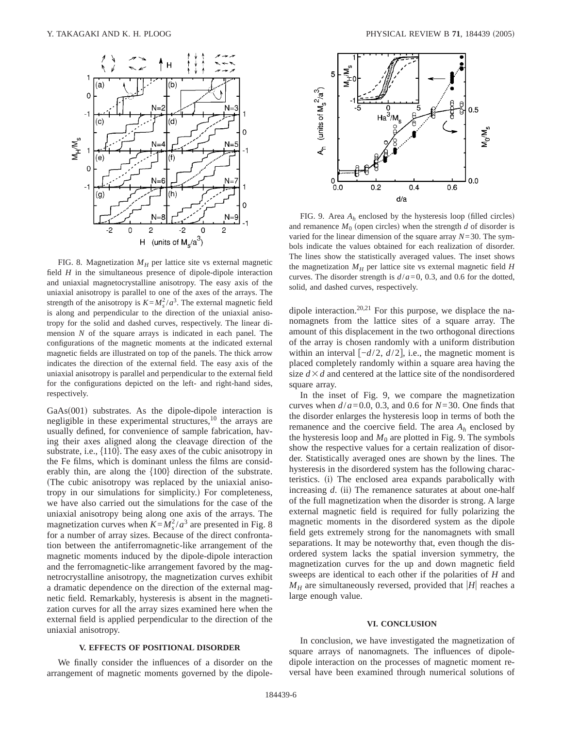FIG. 8. Magnetization $M_H$ per lattice site vs external magnetic field $H$ in the simultaneous presence of dipole-dipole interaction and uniaxial magnetocrystalline anisotropy. The easy axis of the uniaxial anisotropy is parallel to one of the axes of the arrays. The strength of the anisotropy is $K=M_s^2/a^3$. The external magnetic field is along and perpendicular to the direction of the uniaxial anisotropy for the solid and dashed curves, respectively. The linear dimension $N$ of the square arrays is indicated in each panel. The configurations of the magnetic moments at the indicated external magnetic fields are illustrated on top of the panels. The thick arrow indicates the direction of the external field. The easy axis of the uniaxial anisotropy is parallel and perpendicular to the external field for the configurations depicted on the left- and right-hand sides, respectively.

GaAs(001) substrates. As the dipole-dipole interaction is negligible in these experimental structures,[10] the arrays are usually defined, for convenience of sample fabrication, having their axes aligned along the cleavage direction of the substrate, i.e., {110}. The easy axes of the cubic anisotropy in the Fe films, which is dominant unless the films are considerably thin, are along the {100} direction of the substrate. (The cubic anisotropy was replaced by the uniaxial anisotropy in our simulations for simplicity.) For completeness, we have also carried out the simulations for the case of the uniaxial anisotropy being along one axis of the arrays. The magnetization curves when $K=M_s^2/a^3$ are presented in Fig. 8 for a number of array sizes. Because of the direct confrontation between the antiferromagnetic-like arrangement of the magnetic moments induced by the dipole-dipole interaction and the ferromagnetic-like arrangement favored by the magnetrocrystalline anisotropy, the magnetization curves exhibit a dramatic dependence on the direction of the external magnetic field. Remarkably, hysteresis is absent in the magnetization curves for all the array sizes examined here when the external field is applied perpendicular to the direction of the uniaxial anisotropy.

## V. EFFECTS OF POSITIONAL DISORDER

We finally consider the influences of a disorder on the arrangement of magnetic moments governed by the dipole-dipole interaction.[20,21] For this purpose, we displace the nanomagnets from the lattice sites of a square array. The amount of this displacement in the two orthogonal directions of the array is chosen randomly with a uniform distribution within an interval $[-d/2, d/2]$, i.e., the magnetic moment is placed completely randomly within a square area having the size $d\times d$ and centered at the lattice site of the nondisordered square array.

FIG. 9. Area $A_h$ enclosed by the hysteresis loop (filled circles) and remanence $M_0$ (open circles) when the strength $d$ of disorder is varied for the linear dimension of the square array $N=30$. The symbols indicate the values obtained for each realization of disorder. The lines show the statistically averaged values. The inset shows the magnetization $M_H$ per lattice site vs external magnetic field $H$ curves. The disorder strength is $d/a=0$, 0.3, and 0.6 for the dotted, solid, and dashed curves, respectively.

In the inset of Fig. 9, we compare the magnetization curves when $d/a=0.0$, 0.3, and 0.6 for $N=30$. One finds that the disorder enlarges the hysteresis loop in terms of both the remanence and the coercive field. The area $A_h$ enclosed by the hysteresis loop and $M_0$ are plotted in Fig. 9. The symbols show the respective values for a certain realization of disorder. Statistically averaged ones are shown by the lines. The hysteresis in the disordered system has the following characteristics. (i) The enclosed area expands parabolically with increasing $d$. (ii) The remanence saturates at about one-half of the full magnetization when the disorder is strong. A large external magnetic field is required for fully polarizing the magnetic moments in the disordered system as the dipole field gets extremely strong for the nanomagnets with small separations. It may be noteworthy that, even though the disordered system lacks the spatial inversion symmetry, the magnetization curves for the up and down magnetic field sweeps are identical to each other if the polarities of $H$ and $M_H$ are simultaneously reversed, provided that $|H|$ reaches a large enough value.

## VI. CONCLUSION

In conclusion, we have investigated the magnetization of square arrays of nanomagnets. The influences of dipole-dipole interaction on the processes of magnetic moment reversal have been examined through numerical solutions of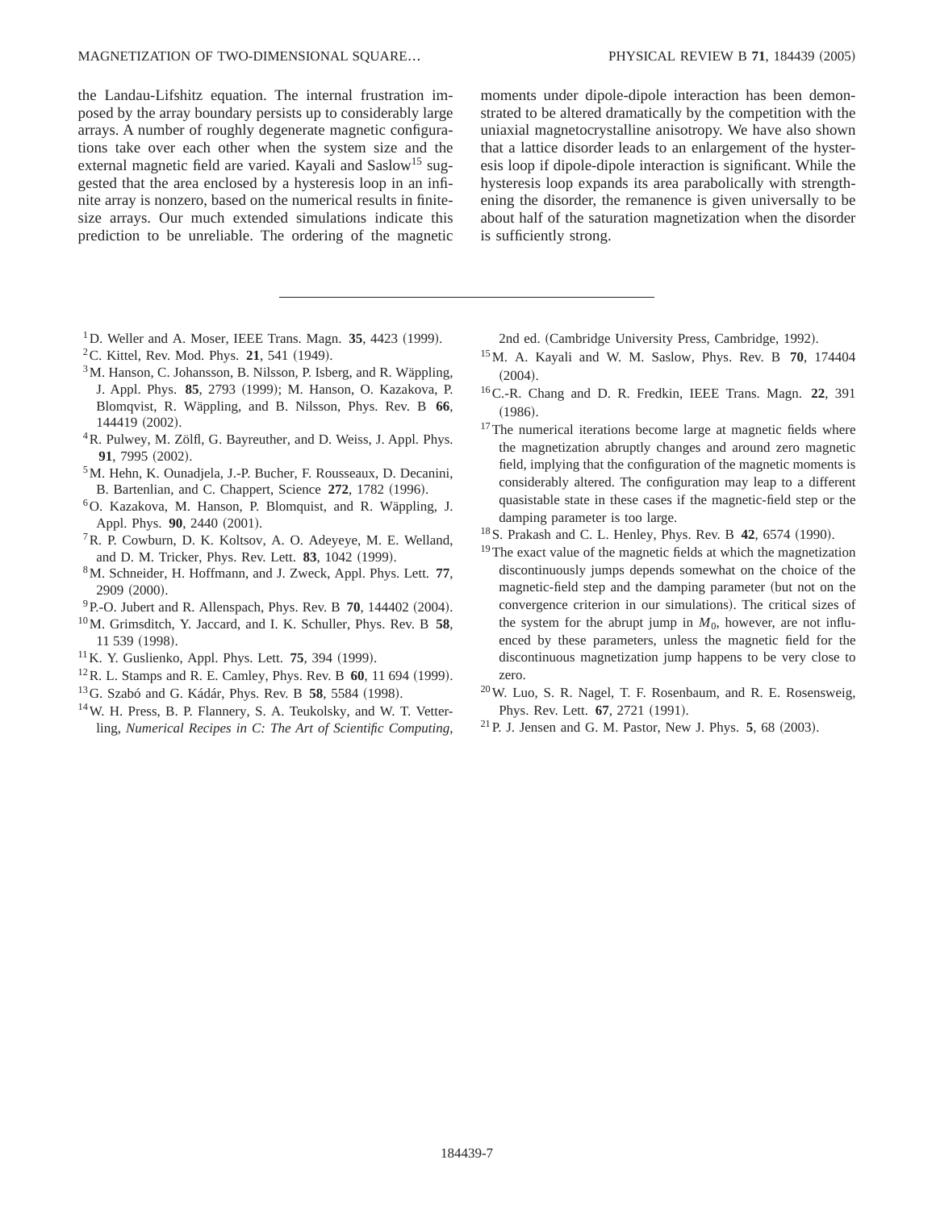the Landau-Lifshitz equation. The internal frustration imposed by the array boundary persists up to considerably large arrays. A number of roughly degenerate magnetic configurations take over each other when the system size and the external magnetic field are varied. Kayali and Saslow[15] suggested that the area enclosed by a hysteresis loop in an infinite array is nonzero, based on the numerical results in finite-size arrays. Our much extended simulations indicate this prediction to be unreliable. The ordering of the magnetic moments under dipole-dipole interaction has been demonstrated to be altered dramatically by the competition with the uniaxial magnetocrystalline anisotropy. We have also shown that a lattice disorder leads to an enlargement of the hysteresis loop if dipole-dipole interaction is significant. While the hysteresis loop expands its area parabolically with strengthening the disorder, the remanence is given universally to be about half of the saturation magnetization when the disorder is sufficiently strong.

---

[1] D. Weller and A. Moser, IEEE Trans. Magn. **35**, 4423 (1999).

[2] C. Kittel, Rev. Mod. Phys. **21**, 541 (1949).

[3] M. Hanson, C. Johansson, B. Nilsson, P. Isberg, and R. Wäppling, J. Appl. Phys. **85**, 2793 (1999); M. Hanson, O. Kazakova, P. Blomqvist, R. Wäppling, and B. Nilsson, Phys. Rev. B **66**, 144419 (2002).

[4] R. Pulwey, M. Zölfl, G. Bayreuther, and D. Weiss, J. Appl. Phys. **91**, 7995 (2002).

[5] M. Hehn, K. Ounadjela, J.-P. Bucher, F. Rousseaux, D. Decanini, B. Bartenlian, and C. Chappert, Science **272**, 1782 (1996).

[6] O. Kazakova, M. Hanson, P. Blomquist, and R. Wäppling, J. Appl. Phys. **90**, 2440 (2001).

[7] R. P. Cowburn, D. K. Koltsov, A. O. Adeyeye, M. E. Welland, and D. M. Tricker, Phys. Rev. Lett. **83**, 1042 (1999).

[8] M. Schneider, H. Hoffmann, and J. Zweck, Appl. Phys. Lett. **77**, 2909 (2000).

[9] P.-O. Jubert and R. Allenspach, Phys. Rev. B **70**, 144402 (2004).

[10] M. Grimsditch, Y. Jaccard, and I. K. Schuller, Phys. Rev. B **58**, 11 539 (1998).

[11] K. Y. Guslienko, Appl. Phys. Lett. **75**, 394 (1999).

[12] R. L. Stamps and R. E. Camley, Phys. Rev. B **60**, 11 694 (1999).

[13] G. Szabó and G. Kádár, Phys. Rev. B **58**, 5584 (1998).

[14] W. H. Press, B. P. Flannery, S. A. Teukolsky, and W. T. Vetterling, *Numerical Recipes in C: The Art of Scientific Computing*, 2nd ed. (Cambridge University Press, Cambridge, 1992).

[15] M. A. Kayali and W. M. Saslow, Phys. Rev. B **70**, 174404 (2004).

[16] C.-R. Chang and D. R. Fredkin, IEEE Trans. Magn. **22**, 391 (1986).

[17] The numerical iterations become large at magnetic fields where the magnetization abruptly changes and around zero magnetic field, implying that the configuration of the magnetic moments is considerably altered. The configuration may leap to a different quasistable state in these cases if the magnetic-field step or the damping parameter is too large.

[18] S. Prakash and C. L. Henley, Phys. Rev. B **42**, 6574 (1990).

[19] The exact value of the magnetic fields at which the magnetization discontinuously jumps depends somewhat on the choice of the magnetic-field step and the damping parameter (but not on the convergence criterion in our simulations). The critical sizes of the system for the abrupt jump in $M_0$, however, are not influenced by these parameters, unless the magnetic field for the discontinuous magnetization jump happens to be very close to zero.

[20] W. Luo, S. R. Nagel, T. F. Rosenbaum, and R. E. Rosensweig, Phys. Rev. Lett. **67**, 2721 (1991).

[21] P. J. Jensen and G. M. Pastor, New J. Phys. **5**, 68 (2003).